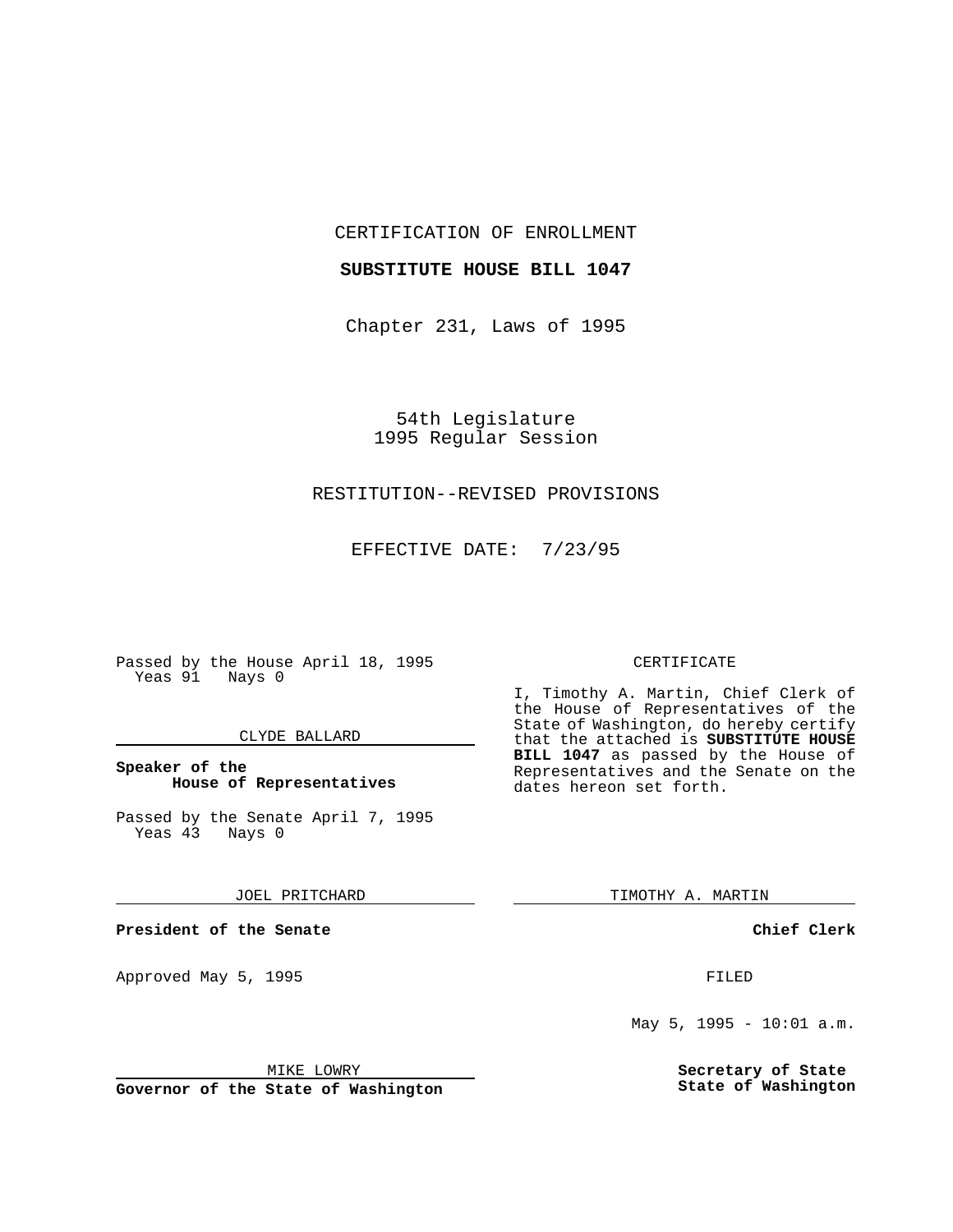CERTIFICATION OF ENROLLMENT

**SUBSTITUTE HOUSE BILL 1047**

Chapter 231, Laws of 1995

54th Legislature
1995 Regular Session

RESTITUTION--REVISED PROVISIONS

EFFECTIVE DATE: 7/23/95

Passed by the House April 18, 1995
Yeas 91 Nays 0

CLYDE BALLARD

**Speaker of the House of Representatives**

Passed by the Senate April 7, 1995
Yeas 43 Nays 0

JOEL PRITCHARD

**President of the Senate**

Approved May 5, 1995

MIKE LOWRY

**Governor of the State of Washington**

CERTIFICATE

I, Timothy A. Martin, Chief Clerk of the House of Representatives of the State of Washington, do hereby certify that the attached is **SUBSTITUTE HOUSE BILL 1047** as passed by the House of Representatives and the Senate on the dates hereon set forth.

TIMOTHY A. MARTIN

**Chief Clerk**

FILED

May 5, 1995 - 10:01 a.m.

**Secretary of State**
**State of Washington**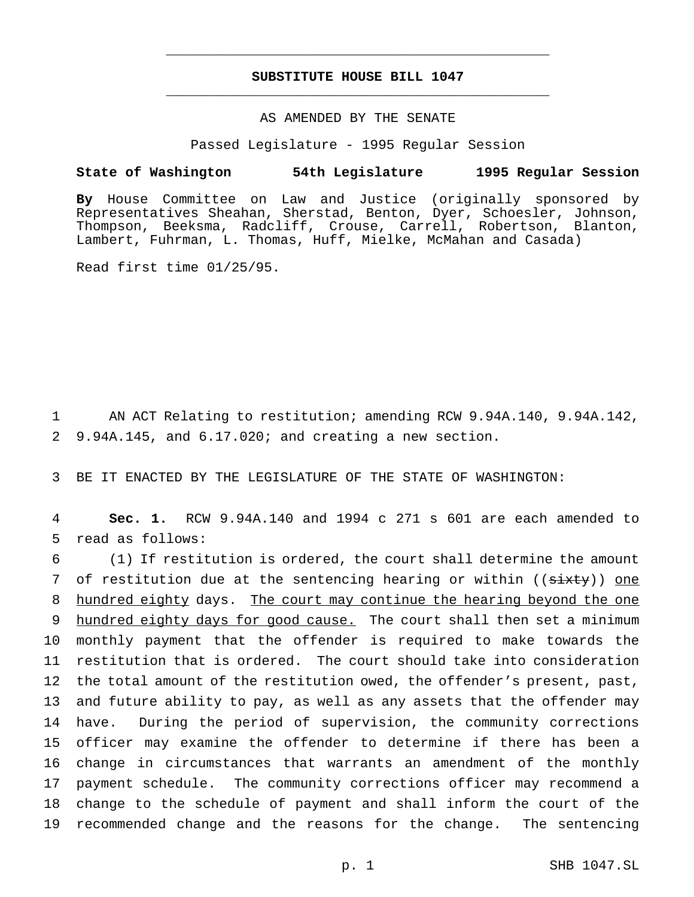# SUBSTITUTE HOUSE BILL 1047

AS AMENDED BY THE SENATE

Passed Legislature - 1995 Regular Session

**State of Washington 54th Legislature 1995 Regular Session**

**By** House Committee on Law and Justice (originally sponsored by Representatives Sheahan, Sherstad, Benton, Dyer, Schoesler, Johnson, Thompson, Beeksma, Radcliff, Crouse, Carrell, Robertson, Blanton, Lambert, Fuhrman, L. Thomas, Huff, Mielke, McMahan and Casada)

Read first time 01/25/95.

1 AN ACT Relating to restitution; amending RCW 9.94A.140, 9.94A.142,
2 9.94A.145, and 6.17.020; and creating a new section.

3 BE IT ENACTED BY THE LEGISLATURE OF THE STATE OF WASHINGTON:

4 **Sec. 1.** RCW 9.94A.140 and 1994 c 271 s 601 are each amended to
5 read as follows:

6 (1) If restitution is ordered, the court shall determine the amount
7 of restitution due at the sentencing hearing or within ((~~sixty~~)) <u>one</u>
8 <u>hundred eighty</u> days. <u>The court may continue the hearing beyond the one</u>
9 <u>hundred eighty days for good cause.</u> The court shall then set a minimum
10 monthly payment that the offender is required to make towards the
11 restitution that is ordered. The court should take into consideration
12 the total amount of the restitution owed, the offender's present, past,
13 and future ability to pay, as well as any assets that the offender may
14 have. During the period of supervision, the community corrections
15 officer may examine the offender to determine if there has been a
16 change in circumstances that warrants an amendment of the monthly
17 payment schedule. The community corrections officer may recommend a
18 change to the schedule of payment and shall inform the court of the
19 recommended change and the reasons for the change. The sentencing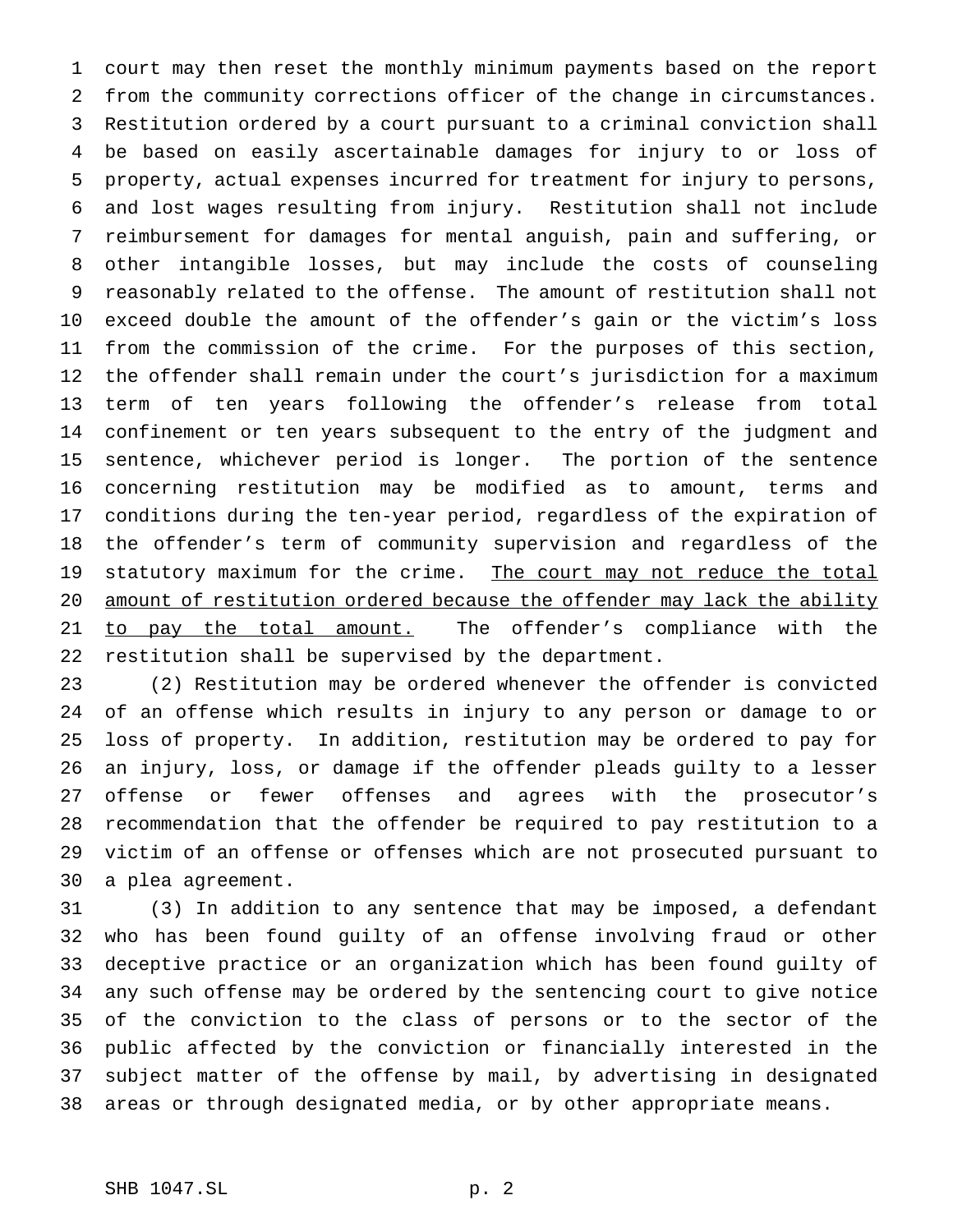court may then reset the monthly minimum payments based on the report from the community corrections officer of the change in circumstances. Restitution ordered by a court pursuant to a criminal conviction shall be based on easily ascertainable damages for injury to or loss of property, actual expenses incurred for treatment for injury to persons, and lost wages resulting from injury. Restitution shall not include reimbursement for damages for mental anguish, pain and suffering, or other intangible losses, but may include the costs of counseling reasonably related to the offense. The amount of restitution shall not exceed double the amount of the offender's gain or the victim's loss from the commission of the crime. For the purposes of this section, the offender shall remain under the court's jurisdiction for a maximum term of ten years following the offender's release from total confinement or ten years subsequent to the entry of the judgment and sentence, whichever period is longer. The portion of the sentence concerning restitution may be modified as to amount, terms and conditions during the ten-year period, regardless of the expiration of the offender's term of community supervision and regardless of the statutory maximum for the crime. <u>The court may not reduce the total amount of restitution ordered because the offender may lack the ability to pay the total amount.</u> The offender's compliance with the restitution shall be supervised by the department.

(2) Restitution may be ordered whenever the offender is convicted of an offense which results in injury to any person or damage to or loss of property. In addition, restitution may be ordered to pay for an injury, loss, or damage if the offender pleads guilty to a lesser offense or fewer offenses and agrees with the prosecutor's recommendation that the offender be required to pay restitution to a victim of an offense or offenses which are not prosecuted pursuant to a plea agreement.

(3) In addition to any sentence that may be imposed, a defendant who has been found guilty of an offense involving fraud or other deceptive practice or an organization which has been found guilty of any such offense may be ordered by the sentencing court to give notice of the conviction to the class of persons or to the sector of the public affected by the conviction or financially interested in the subject matter of the offense by mail, by advertising in designated areas or through designated media, or by other appropriate means.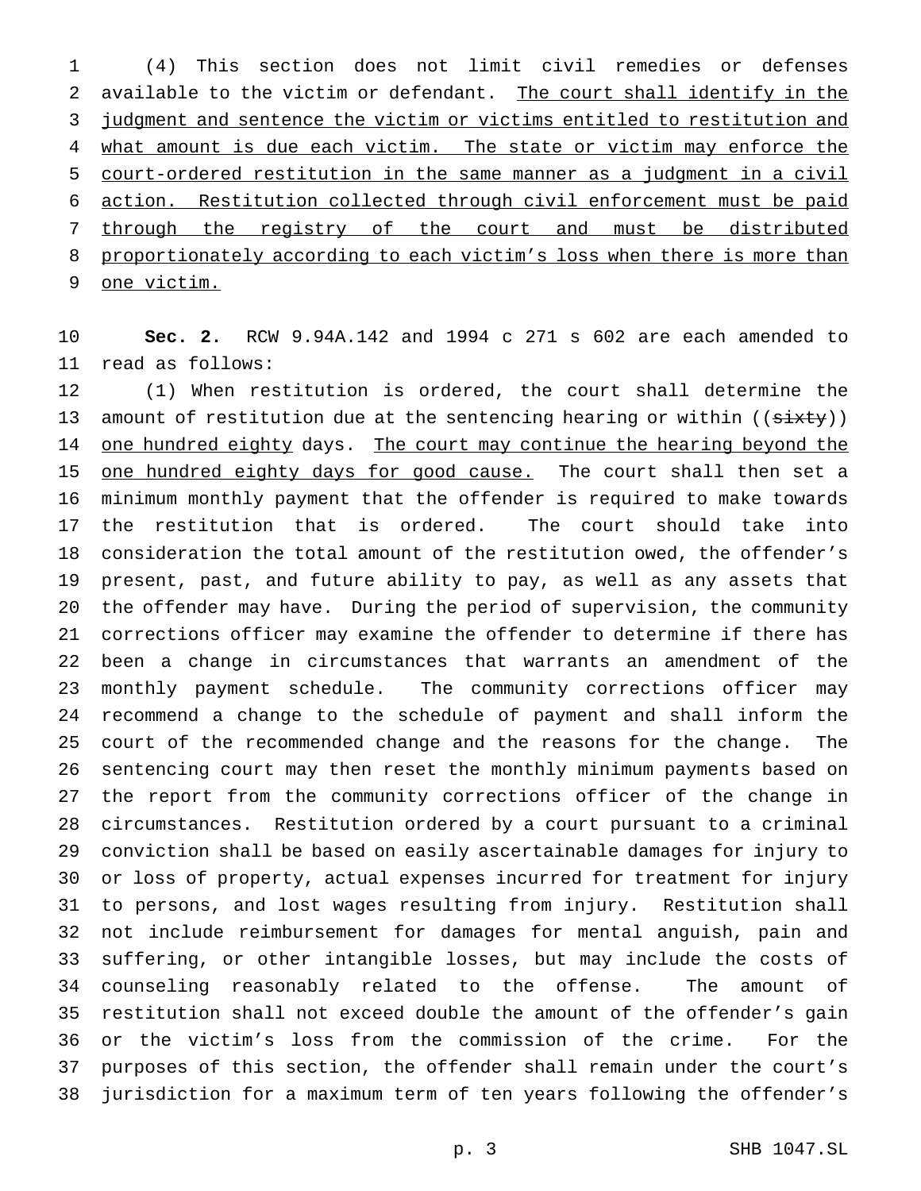(4) This section does not limit civil remedies or defenses available to the victim or defendant. <u>The court shall identify in the judgment and sentence the victim or victims entitled to restitution and what amount is due each victim. The state or victim may enforce the court-ordered restitution in the same manner as a judgment in a civil action. Restitution collected through civil enforcement must be paid through the registry of the court and must be distributed proportionately according to each victim's loss when there is more than one victim.</u>

**Sec. 2.** RCW 9.94A.142 and 1994 c 271 s 602 are each amended to read as follows:

(1) When restitution is ordered, the court shall determine the amount of restitution due at the sentencing hearing or within ((~~sixty~~)) <u>one hundred eighty</u> days. <u>The court may continue the hearing beyond the one hundred eighty days for good cause.</u> The court shall then set a minimum monthly payment that the offender is required to make towards the restitution that is ordered. The court should take into consideration the total amount of the restitution owed, the offender's present, past, and future ability to pay, as well as any assets that the offender may have. During the period of supervision, the community corrections officer may examine the offender to determine if there has been a change in circumstances that warrants an amendment of the monthly payment schedule. The community corrections officer may recommend a change to the schedule of payment and shall inform the court of the recommended change and the reasons for the change. The sentencing court may then reset the monthly minimum payments based on the report from the community corrections officer of the change in circumstances. Restitution ordered by a court pursuant to a criminal conviction shall be based on easily ascertainable damages for injury to or loss of property, actual expenses incurred for treatment for injury to persons, and lost wages resulting from injury. Restitution shall not include reimbursement for damages for mental anguish, pain and suffering, or other intangible losses, but may include the costs of counseling reasonably related to the offense. The amount of restitution shall not exceed double the amount of the offender's gain or the victim's loss from the commission of the crime. For the purposes of this section, the offender shall remain under the court's jurisdiction for a maximum term of ten years following the offender's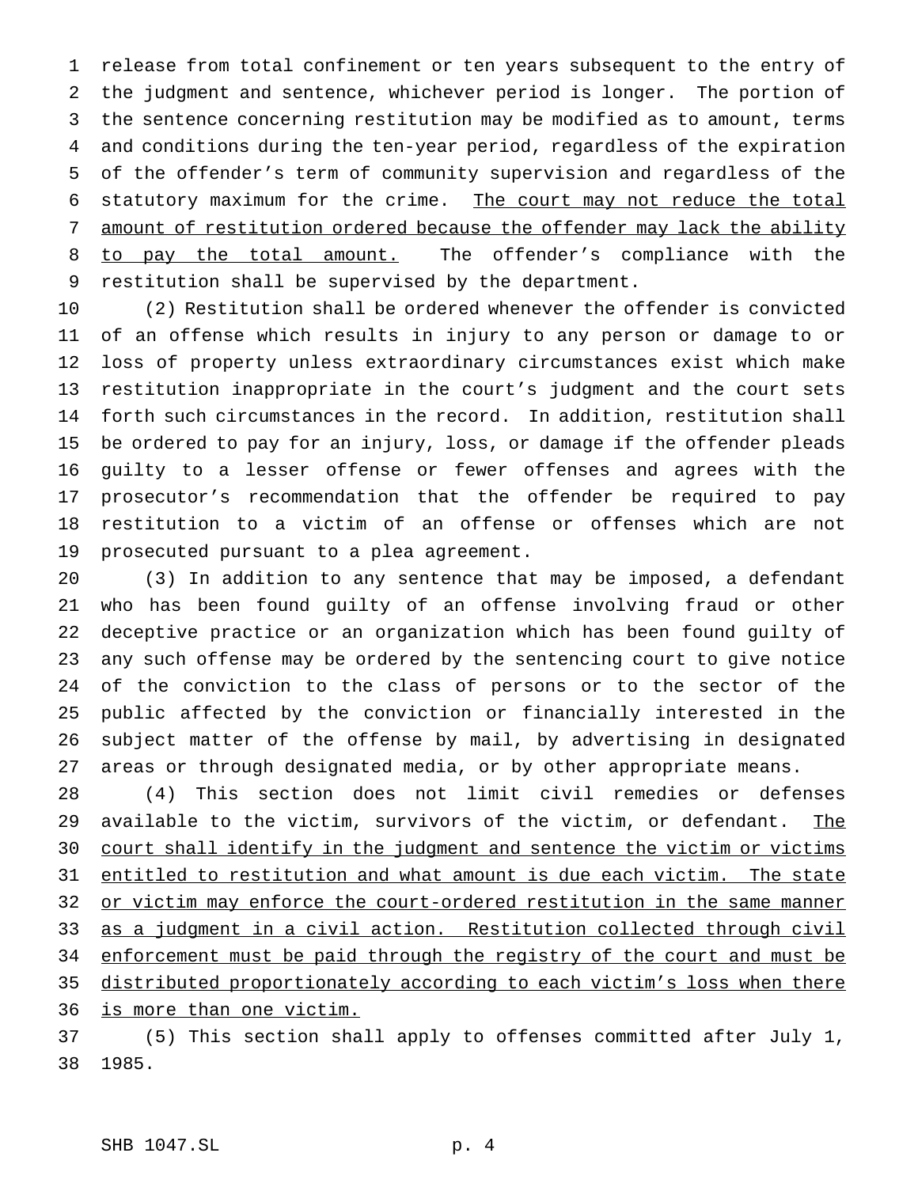release from total confinement or ten years subsequent to the entry of the judgment and sentence, whichever period is longer. The portion of the sentence concerning restitution may be modified as to amount, terms and conditions during the ten-year period, regardless of the expiration of the offender's term of community supervision and regardless of the statutory maximum for the crime. <u>The court may not reduce the total amount of restitution ordered because the offender may lack the ability to pay the total amount.</u> The offender's compliance with the restitution shall be supervised by the department.

(2) Restitution shall be ordered whenever the offender is convicted of an offense which results in injury to any person or damage to or loss of property unless extraordinary circumstances exist which make restitution inappropriate in the court's judgment and the court sets forth such circumstances in the record. In addition, restitution shall be ordered to pay for an injury, loss, or damage if the offender pleads guilty to a lesser offense or fewer offenses and agrees with the prosecutor's recommendation that the offender be required to pay restitution to a victim of an offense or offenses which are not prosecuted pursuant to a plea agreement.

(3) In addition to any sentence that may be imposed, a defendant who has been found guilty of an offense involving fraud or other deceptive practice or an organization which has been found guilty of any such offense may be ordered by the sentencing court to give notice of the conviction to the class of persons or to the sector of the public affected by the conviction or financially interested in the subject matter of the offense by mail, by advertising in designated areas or through designated media, or by other appropriate means.

(4) This section does not limit civil remedies or defenses available to the victim, survivors of the victim, or defendant. <u>The court shall identify in the judgment and sentence the victim or victims entitled to restitution and what amount is due each victim. The state or victim may enforce the court-ordered restitution in the same manner as a judgment in a civil action. Restitution collected through civil enforcement must be paid through the registry of the court and must be distributed proportionately according to each victim's loss when there is more than one victim.</u>

(5) This section shall apply to offenses committed after July 1, 1985.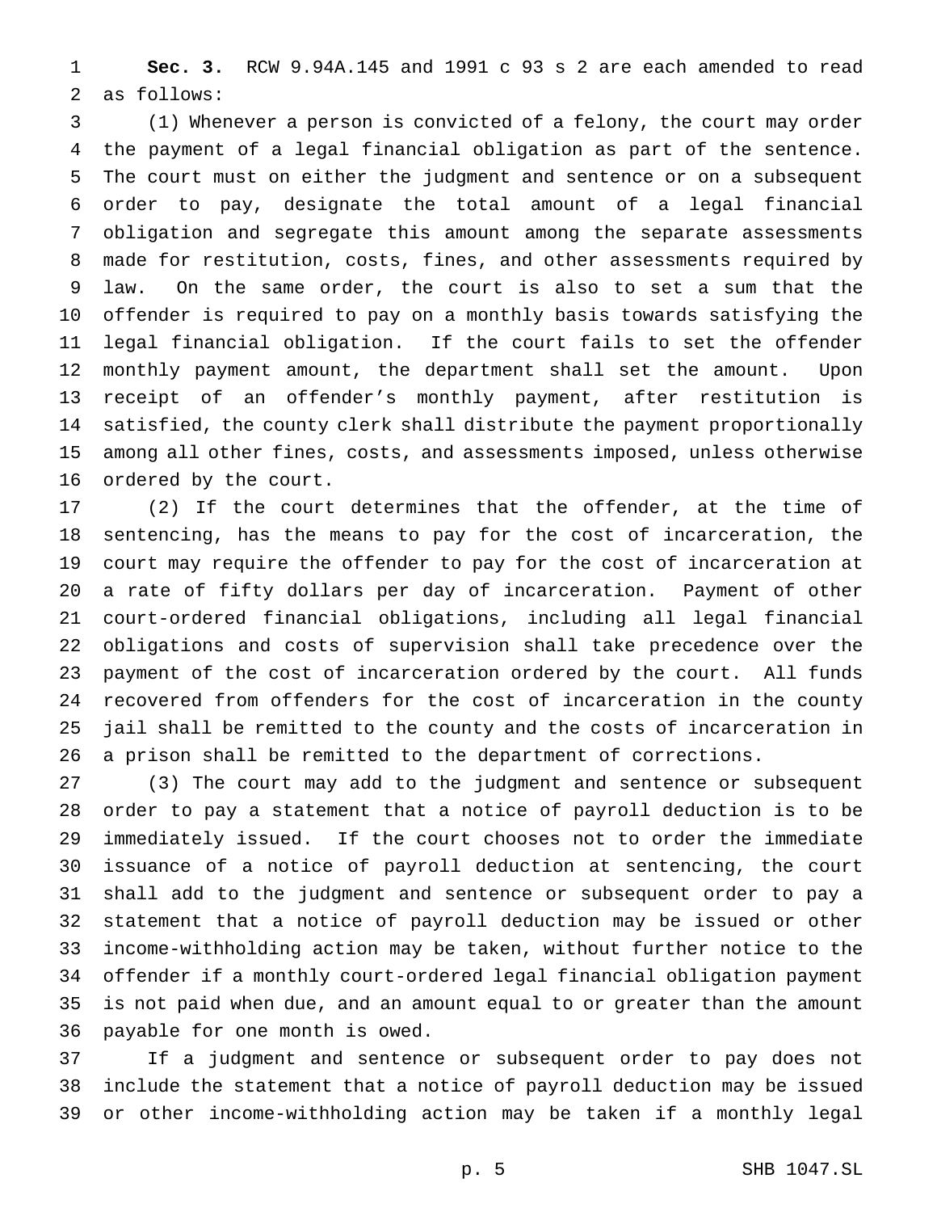**Sec. 3.** RCW 9.94A.145 and 1991 c 93 s 2 are each amended to read as follows:

(1) Whenever a person is convicted of a felony, the court may order the payment of a legal financial obligation as part of the sentence. The court must on either the judgment and sentence or on a subsequent order to pay, designate the total amount of a legal financial obligation and segregate this amount among the separate assessments made for restitution, costs, fines, and other assessments required by law. On the same order, the court is also to set a sum that the offender is required to pay on a monthly basis towards satisfying the legal financial obligation. If the court fails to set the offender monthly payment amount, the department shall set the amount. Upon receipt of an offender's monthly payment, after restitution is satisfied, the county clerk shall distribute the payment proportionally among all other fines, costs, and assessments imposed, unless otherwise ordered by the court.

(2) If the court determines that the offender, at the time of sentencing, has the means to pay for the cost of incarceration, the court may require the offender to pay for the cost of incarceration at a rate of fifty dollars per day of incarceration. Payment of other court-ordered financial obligations, including all legal financial obligations and costs of supervision shall take precedence over the payment of the cost of incarceration ordered by the court. All funds recovered from offenders for the cost of incarceration in the county jail shall be remitted to the county and the costs of incarceration in a prison shall be remitted to the department of corrections.

(3) The court may add to the judgment and sentence or subsequent order to pay a statement that a notice of payroll deduction is to be immediately issued. If the court chooses not to order the immediate issuance of a notice of payroll deduction at sentencing, the court shall add to the judgment and sentence or subsequent order to pay a statement that a notice of payroll deduction may be issued or other income-withholding action may be taken, without further notice to the offender if a monthly court-ordered legal financial obligation payment is not paid when due, and an amount equal to or greater than the amount payable for one month is owed.

If a judgment and sentence or subsequent order to pay does not include the statement that a notice of payroll deduction may be issued or other income-withholding action may be taken if a monthly legal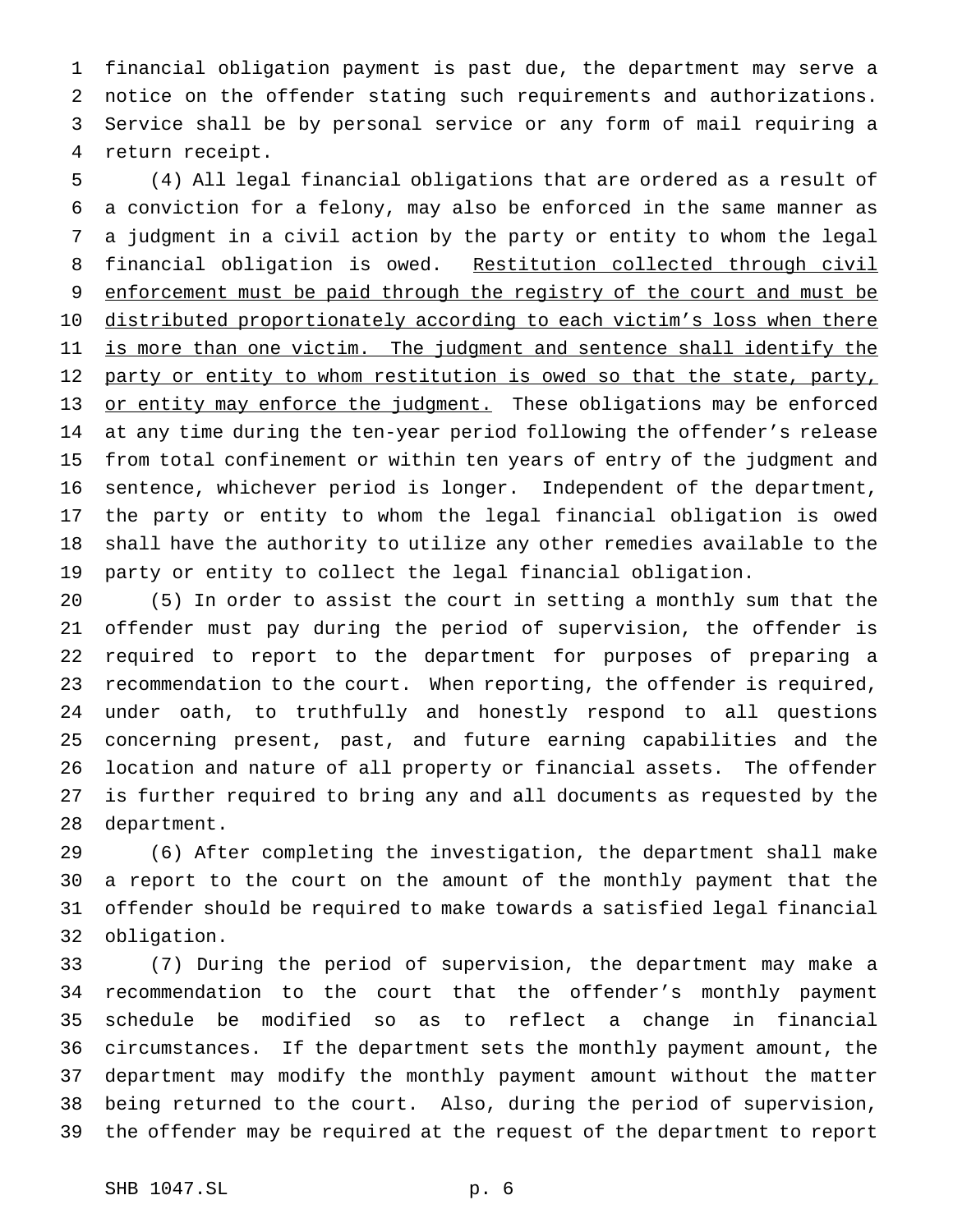financial obligation payment is past due, the department may serve a notice on the offender stating such requirements and authorizations. Service shall be by personal service or any form of mail requiring a return receipt.

(4) All legal financial obligations that are ordered as a result of a conviction for a felony, may also be enforced in the same manner as a judgment in a civil action by the party or entity to whom the legal financial obligation is owed. <u>Restitution collected through civil enforcement must be paid through the registry of the court and must be distributed proportionately according to each victim's loss when there is more than one victim. The judgment and sentence shall identify the party or entity to whom restitution is owed so that the state, party, or entity may enforce the judgment.</u> These obligations may be enforced at any time during the ten-year period following the offender's release from total confinement or within ten years of entry of the judgment and sentence, whichever period is longer. Independent of the department, the party or entity to whom the legal financial obligation is owed shall have the authority to utilize any other remedies available to the party or entity to collect the legal financial obligation.

(5) In order to assist the court in setting a monthly sum that the offender must pay during the period of supervision, the offender is required to report to the department for purposes of preparing a recommendation to the court. When reporting, the offender is required, under oath, to truthfully and honestly respond to all questions concerning present, past, and future earning capabilities and the location and nature of all property or financial assets. The offender is further required to bring any and all documents as requested by the department.

(6) After completing the investigation, the department shall make a report to the court on the amount of the monthly payment that the offender should be required to make towards a satisfied legal financial obligation.

(7) During the period of supervision, the department may make a recommendation to the court that the offender's monthly payment schedule be modified so as to reflect a change in financial circumstances. If the department sets the monthly payment amount, the department may modify the monthly payment amount without the matter being returned to the court. Also, during the period of supervision, the offender may be required at the request of the department to report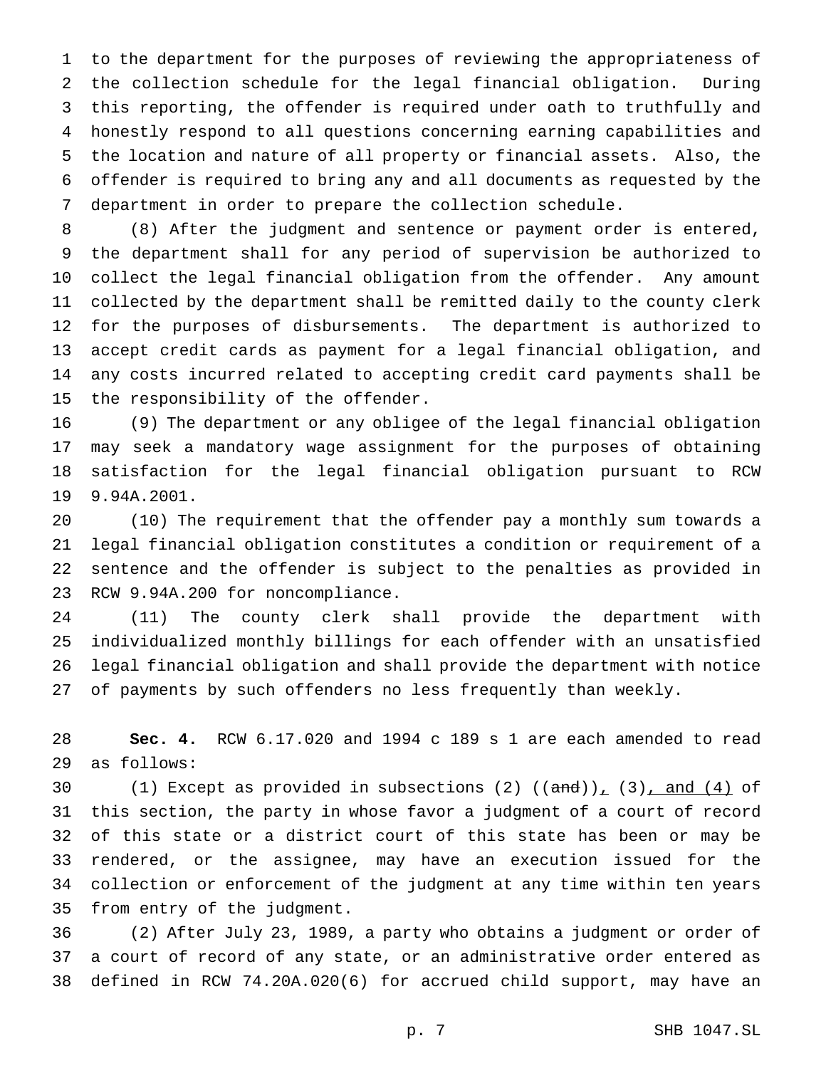to the department for the purposes of reviewing the appropriateness of the collection schedule for the legal financial obligation. During this reporting, the offender is required under oath to truthfully and honestly respond to all questions concerning earning capabilities and the location and nature of all property or financial assets. Also, the offender is required to bring any and all documents as requested by the department in order to prepare the collection schedule.

(8) After the judgment and sentence or payment order is entered, the department shall for any period of supervision be authorized to collect the legal financial obligation from the offender. Any amount collected by the department shall be remitted daily to the county clerk for the purposes of disbursements. The department is authorized to accept credit cards as payment for a legal financial obligation, and any costs incurred related to accepting credit card payments shall be the responsibility of the offender.

(9) The department or any obligee of the legal financial obligation may seek a mandatory wage assignment for the purposes of obtaining satisfaction for the legal financial obligation pursuant to RCW 9.94A.2001.

(10) The requirement that the offender pay a monthly sum towards a legal financial obligation constitutes a condition or requirement of a sentence and the offender is subject to the penalties as provided in RCW 9.94A.200 for noncompliance.

(11) The county clerk shall provide the department with individualized monthly billings for each offender with an unsatisfied legal financial obligation and shall provide the department with notice of payments by such offenders no less frequently than weekly.

**Sec. 4.** RCW 6.17.020 and 1994 c 189 s 1 are each amended to read as follows:

(1) Except as provided in subsections (2) ((~~and~~))<u>,</u> (3)<u>, and (4)</u> of this section, the party in whose favor a judgment of a court of record of this state or a district court of this state has been or may be rendered, or the assignee, may have an execution issued for the collection or enforcement of the judgment at any time within ten years from entry of the judgment.

(2) After July 23, 1989, a party who obtains a judgment or order of a court of record of any state, or an administrative order entered as defined in RCW 74.20A.020(6) for accrued child support, may have an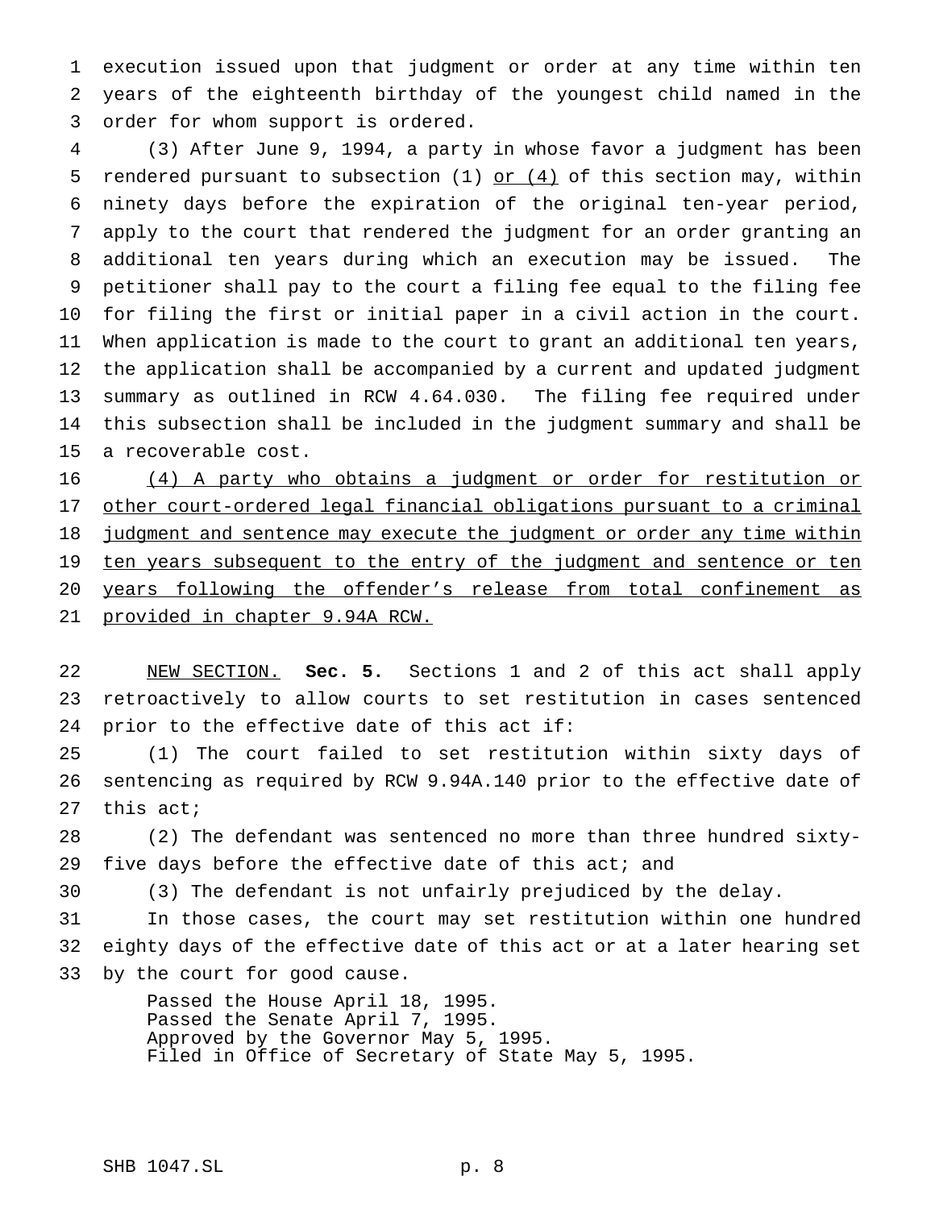execution issued upon that judgment or order at any time within ten years of the eighteenth birthday of the youngest child named in the order for whom support is ordered.

(3) After June 9, 1994, a party in whose favor a judgment has been rendered pursuant to subsection (1) <u>or (4)</u> of this section may, within ninety days before the expiration of the original ten-year period, apply to the court that rendered the judgment for an order granting an additional ten years during which an execution may be issued. The petitioner shall pay to the court a filing fee equal to the filing fee for filing the first or initial paper in a civil action in the court. When application is made to the court to grant an additional ten years, the application shall be accompanied by a current and updated judgment summary as outlined in RCW 4.64.030. The filing fee required under this subsection shall be included in the judgment summary and shall be a recoverable cost.

<u>(4) A party who obtains a judgment or order for restitution or other court-ordered legal financial obligations pursuant to a criminal judgment and sentence may execute the judgment or order any time within ten years subsequent to the entry of the judgment and sentence or ten years following the offender's release from total confinement as provided in chapter 9.94A RCW.</u>

<u>NEW SECTION.</u> **Sec. 5.** Sections 1 and 2 of this act shall apply retroactively to allow courts to set restitution in cases sentenced prior to the effective date of this act if:

(1) The court failed to set restitution within sixty days of sentencing as required by RCW 9.94A.140 prior to the effective date of this act;

(2) The defendant was sentenced no more than three hundred sixty-five days before the effective date of this act; and

(3) The defendant is not unfairly prejudiced by the delay.

In those cases, the court may set restitution within one hundred eighty days of the effective date of this act or at a later hearing set by the court for good cause.

Passed the House April 18, 1995.
Passed the Senate April 7, 1995.
Approved by the Governor May 5, 1995.
Filed in Office of Secretary of State May 5, 1995.